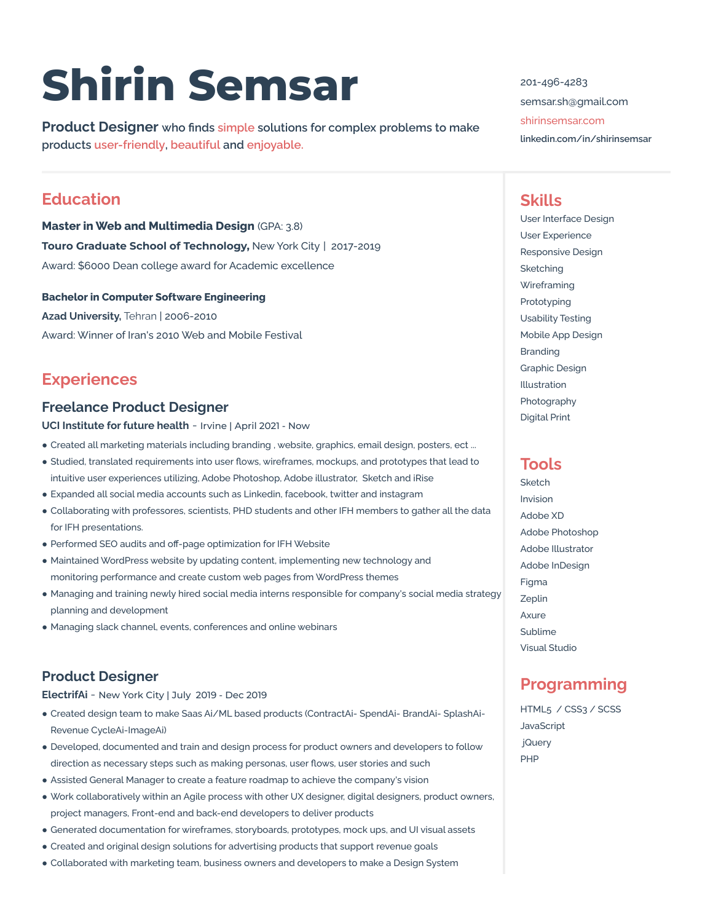# Shirin Semsar

**Product Designer** who finds simple solutions for complex problems to make products user-friendly, beautiful and enjoyable.

201-496-4283
semsar.sh@gmail.com
shirinsemsar.com
linkedin.com/in/shirinsemsar

## Education

**Master in Web and Multimedia Design** (GPA: 3.8)
**Touro Graduate School of Technology,** New York City | 2017-2019
Award: $6000 Dean college award for Academic excellence

**Bachelor in Computer Software Engineering**
**Azad University,** Tehran | 2006-2010
Award: Winner of Iran's 2010 Web and Mobile Festival

## Experiences

### Freelance Product Designer

**UCI Institute for future health** - Irvine | April 2021 - Now

- Created all marketing materials including branding , website, graphics, email design, posters, ect ...
- Studied, translated requirements into user flows, wireframes, mockups, and prototypes that lead to intuitive user experiences utilizing, Adobe Photoshop, Adobe illustrator, Sketch and iRise
- Expanded all social media accounts such as Linkedin, facebook, twitter and instagram
- Collaborating with professores, scientists, PHD students and other IFH members to gather all the data for IFH presentations.
- Performed SEO audits and off-page optimization for IFH Website
- Maintained WordPress website by updating content, implementing new technology and monitoring performance and create custom web pages from WordPress themes
- Managing and training newly hired social media interns responsible for company's social media strategy planning and development
- Managing slack channel, events, conferences and online webinars

### Product Designer

**ElectrifAi** - New York City | July 2019 - Dec 2019

- Created design team to make Saas Ai/ML based products (ContractAi- SpendAi- BrandAi- SplashAi- Revenue CycleAi-ImageAi)
- Developed, documented and train and design process for product owners and developers to follow direction as necessary steps such as making personas, user flows, user stories and such
- Assisted General Manager to create a feature roadmap to achieve the company's vision
- Work collaboratively within an Agile process with other UX designer, digital designers, product owners, project managers, Front-end and back-end developers to deliver products
- Generated documentation for wireframes, storyboards, prototypes, mock ups, and UI visual assets
- Created and original design solutions for advertising products that support revenue goals
- Collaborated with marketing team, business owners and developers to make a Design System

## Skills

User Interface Design
User Experience
Responsive Design
Sketching
Wireframing
Prototyping
Usability Testing
Mobile App Design
Branding
Graphic Design
Illustration
Photography
Digital Print

## Tools

Sketch
Invision
Adobe XD
Adobe Photoshop
Adobe Illustrator
Adobe InDesign
Figma
Zeplin
Axure
Sublime
Visual Studio

## Programming

HTML5 / CSS3 / SCSS
JavaScript
jQuery
PHP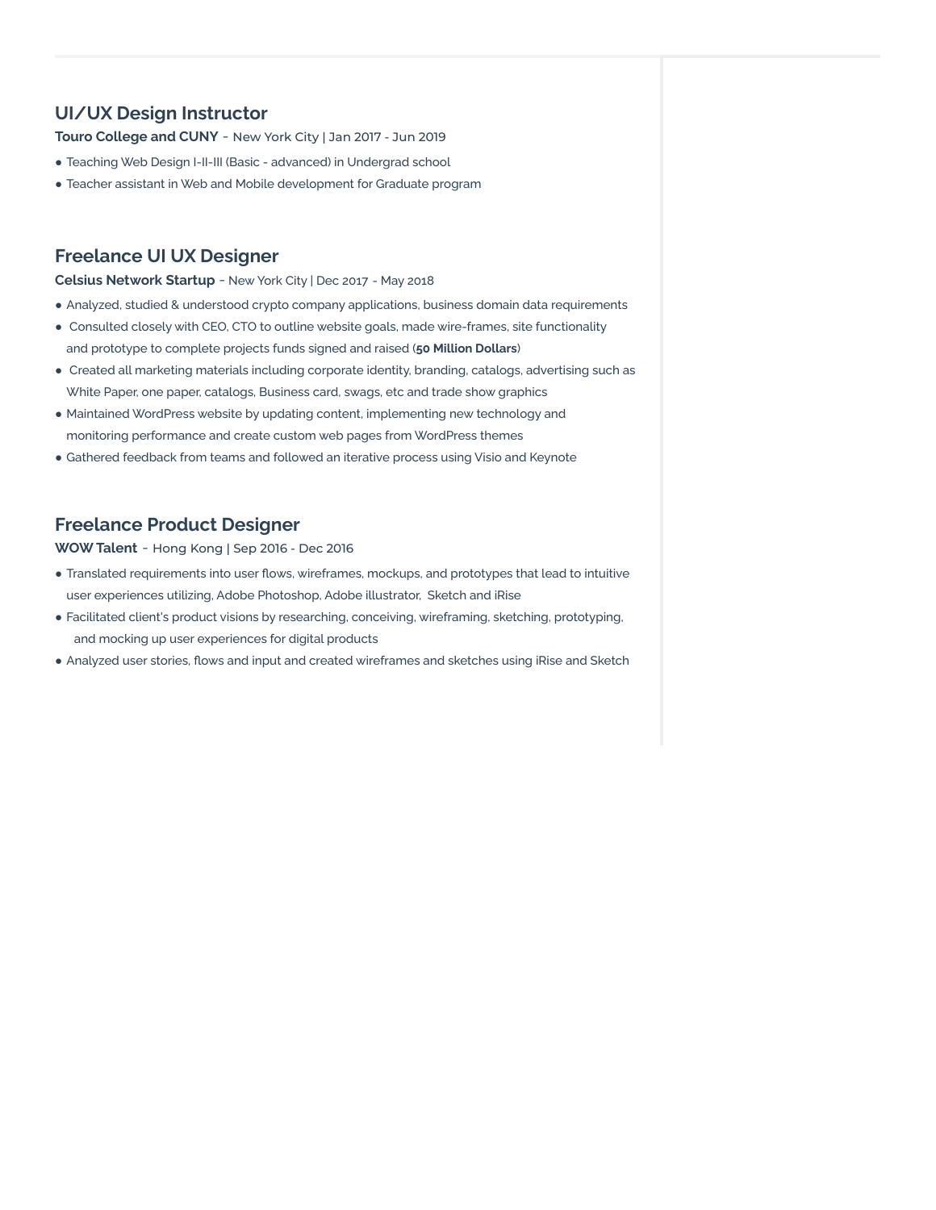### UI/UX Design Instructor

**Touro College and CUNY** - New York City | Jan 2017 - Jun 2019

- Teaching Web Design I-II-III (Basic - advanced) in Undergrad school
- Teacher assistant in Web and Mobile development for Graduate program

### Freelance UI UX Designer

**Celsius Network Startup** - New York City | Dec 2017 - May 2018

- Analyzed, studied & understood crypto company applications, business domain data requirements
- Consulted closely with CEO, CTO to outline website goals, made wire-frames, site functionality and prototype to complete projects funds signed and raised (**50 Million Dollars**)
- Created all marketing materials including corporate identity, branding, catalogs, advertising such as White Paper, one paper, catalogs, Business card, swags, etc and trade show graphics
- Maintained WordPress website by updating content, implementing new technology and monitoring performance and create custom web pages from WordPress themes
- Gathered feedback from teams and followed an iterative process using Visio and Keynote

### Freelance Product Designer

**WOW Talent** - Hong Kong | Sep 2016 - Dec 2016

- Translated requirements into user flows, wireframes, mockups, and prototypes that lead to intuitive user experiences utilizing, Adobe Photoshop, Adobe illustrator, Sketch and iRise
- Facilitated client's product visions by researching, conceiving, wireframing, sketching, prototyping, and mocking up user experiences for digital products
- Analyzed user stories, flows and input and created wireframes and sketches using iRise and Sketch